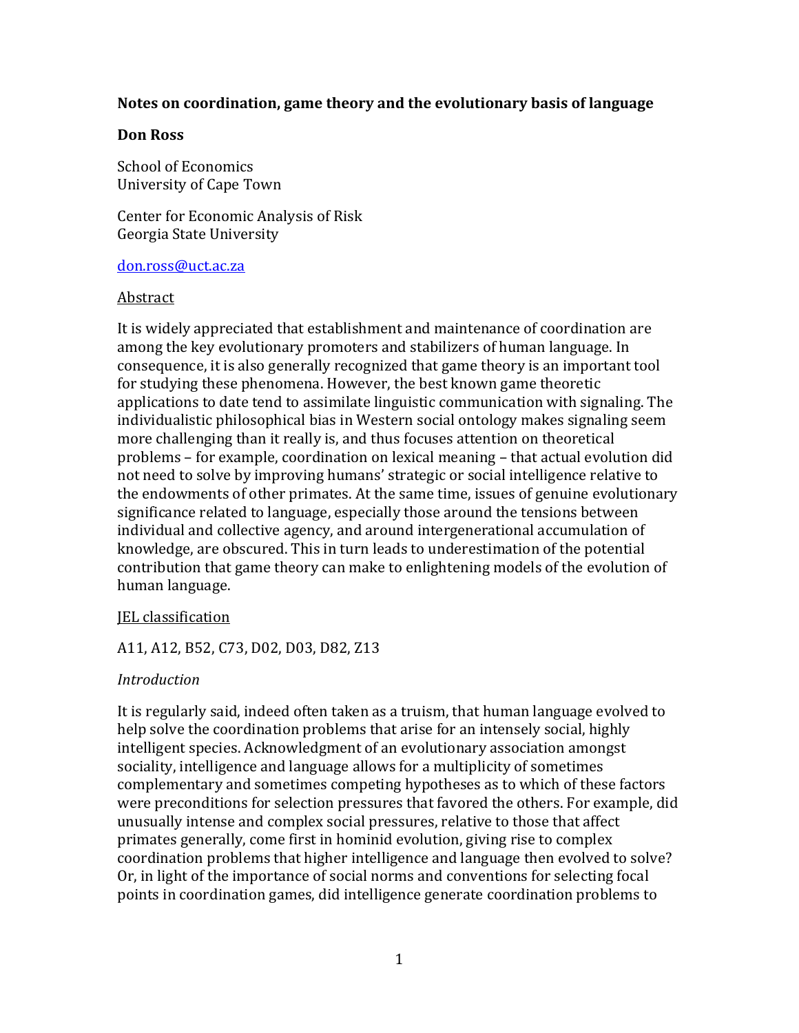**Notes on coordination, game theory and the evolutionary basis of language**

**Don Ross**

School of Economics
University of Cape Town

Center for Economic Analysis of Risk
Georgia State University

don.ross@uct.ac.za

Abstract

It is widely appreciated that establishment and maintenance of coordination are among the key evolutionary promoters and stabilizers of human language. In consequence, it is also generally recognized that game theory is an important tool for studying these phenomena. However, the best known game theoretic applications to date tend to assimilate linguistic communication with signaling. The individualistic philosophical bias in Western social ontology makes signaling seem more challenging than it really is, and thus focuses attention on theoretical problems – for example, coordination on lexical meaning – that actual evolution did not need to solve by improving humans' strategic or social intelligence relative to the endowments of other primates. At the same time, issues of genuine evolutionary significance related to language, especially those around the tensions between individual and collective agency, and around intergenerational accumulation of knowledge, are obscured. This in turn leads to underestimation of the potential contribution that game theory can make to enlightening models of the evolution of human language.

JEL classification

A11, A12, B52, C73, D02, D03, D82, Z13

*Introduction*

It is regularly said, indeed often taken as a truism, that human language evolved to help solve the coordination problems that arise for an intensely social, highly intelligent species. Acknowledgment of an evolutionary association amongst sociality, intelligence and language allows for a multiplicity of sometimes complementary and sometimes competing hypotheses as to which of these factors were preconditions for selection pressures that favored the others. For example, did unusually intense and complex social pressures, relative to those that affect primates generally, come first in hominid evolution, giving rise to complex coordination problems that higher intelligence and language then evolved to solve? Or, in light of the importance of social norms and conventions for selecting focal points in coordination games, did intelligence generate coordination problems to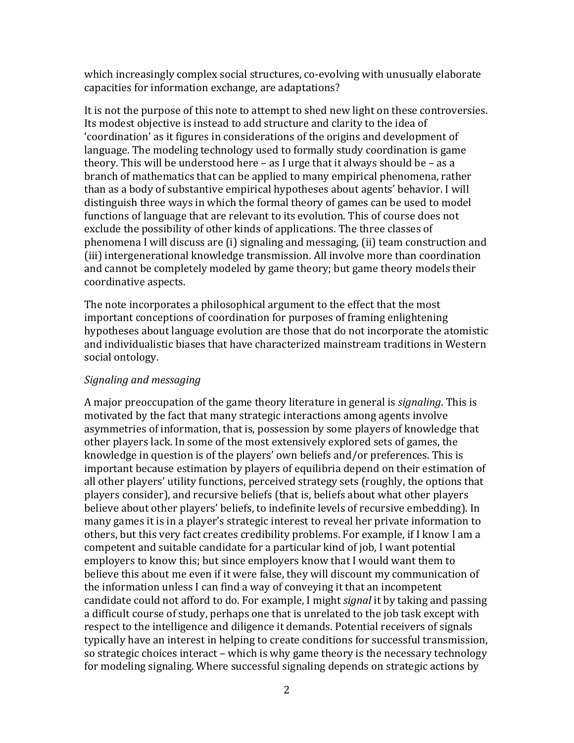which increasingly complex social structures, co-evolving with unusually elaborate capacities for information exchange, are adaptations?

It is not the purpose of this note to attempt to shed new light on these controversies. Its modest objective is instead to add structure and clarity to the idea of 'coordination' as it figures in considerations of the origins and development of language. The modeling technology used to formally study coordination is game theory. This will be understood here – as I urge that it always should be – as a branch of mathematics that can be applied to many empirical phenomena, rather than as a body of substantive empirical hypotheses about agents' behavior. I will distinguish three ways in which the formal theory of games can be used to model functions of language that are relevant to its evolution. This of course does not exclude the possibility of other kinds of applications. The three classes of phenomena I will discuss are (i) signaling and messaging, (ii) team construction and (iii) intergenerational knowledge transmission. All involve more than coordination and cannot be completely modeled by game theory; but game theory models their coordinative aspects.

The note incorporates a philosophical argument to the effect that the most important conceptions of coordination for purposes of framing enlightening hypotheses about language evolution are those that do not incorporate the atomistic and individualistic biases that have characterized mainstream traditions in Western social ontology.

*Signaling and messaging*

A major preoccupation of the game theory literature in general is *signaling*. This is motivated by the fact that many strategic interactions among agents involve asymmetries of information, that is, possession by some players of knowledge that other players lack. In some of the most extensively explored sets of games, the knowledge in question is of the players' own beliefs and/or preferences. This is important because estimation by players of equilibria depend on their estimation of all other players' utility functions, perceived strategy sets (roughly, the options that players consider), and recursive beliefs (that is, beliefs about what other players believe about other players' beliefs, to indefinite levels of recursive embedding). In many games it is in a player's strategic interest to reveal her private information to others, but this very fact creates credibility problems. For example, if I know I am a competent and suitable candidate for a particular kind of job, I want potential employers to know this; but since employers know that I would want them to believe this about me even if it were false, they will discount my communication of the information unless I can find a way of conveying it that an incompetent candidate could not afford to do. For example, I might *signal* it by taking and passing a difficult course of study, perhaps one that is unrelated to the job task except with respect to the intelligence and diligence it demands. Potential receivers of signals typically have an interest in helping to create conditions for successful transmission, so strategic choices interact – which is why game theory is the necessary technology for modeling signaling. Where successful signaling depends on strategic actions by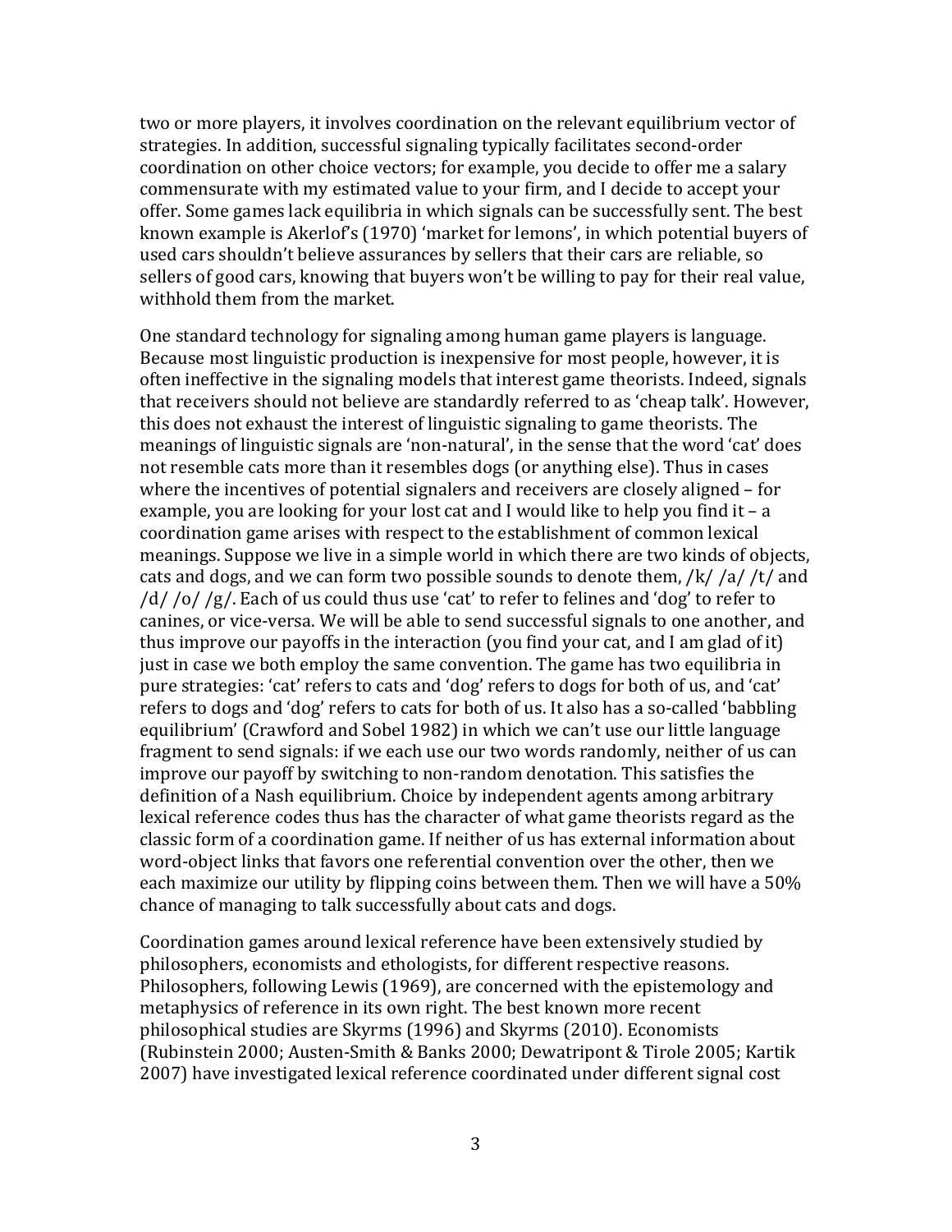two or more players, it involves coordination on the relevant equilibrium vector of strategies. In addition, successful signaling typically facilitates second-order coordination on other choice vectors; for example, you decide to offer me a salary commensurate with my estimated value to your firm, and I decide to accept your offer. Some games lack equilibria in which signals can be successfully sent. The best known example is Akerlof's (1970) 'market for lemons', in which potential buyers of used cars shouldn't believe assurances by sellers that their cars are reliable, so sellers of good cars, knowing that buyers won't be willing to pay for their real value, withhold them from the market.

One standard technology for signaling among human game players is language. Because most linguistic production is inexpensive for most people, however, it is often ineffective in the signaling models that interest game theorists. Indeed, signals that receivers should not believe are standardly referred to as 'cheap talk'. However, this does not exhaust the interest of linguistic signaling to game theorists. The meanings of linguistic signals are 'non-natural', in the sense that the word 'cat' does not resemble cats more than it resembles dogs (or anything else). Thus in cases where the incentives of potential signalers and receivers are closely aligned – for example, you are looking for your lost cat and I would like to help you find it – a coordination game arises with respect to the establishment of common lexical meanings. Suppose we live in a simple world in which there are two kinds of objects, cats and dogs, and we can form two possible sounds to denote them, /k/ /a/ /t/ and /d/ /o/ /g/. Each of us could thus use 'cat' to refer to felines and 'dog' to refer to canines, or vice-versa. We will be able to send successful signals to one another, and thus improve our payoffs in the interaction (you find your cat, and I am glad of it) just in case we both employ the same convention. The game has two equilibria in pure strategies: 'cat' refers to cats and 'dog' refers to dogs for both of us, and 'cat' refers to dogs and 'dog' refers to cats for both of us. It also has a so-called 'babbling equilibrium' (Crawford and Sobel 1982) in which we can't use our little language fragment to send signals: if we each use our two words randomly, neither of us can improve our payoff by switching to non-random denotation. This satisfies the definition of a Nash equilibrium. Choice by independent agents among arbitrary lexical reference codes thus has the character of what game theorists regard as the classic form of a coordination game. If neither of us has external information about word-object links that favors one referential convention over the other, then we each maximize our utility by flipping coins between them. Then we will have a 50% chance of managing to talk successfully about cats and dogs.

Coordination games around lexical reference have been extensively studied by philosophers, economists and ethologists, for different respective reasons. Philosophers, following Lewis (1969), are concerned with the epistemology and metaphysics of reference in its own right. The best known more recent philosophical studies are Skyrms (1996) and Skyrms (2010). Economists (Rubinstein 2000; Austen-Smith & Banks 2000; Dewatripont & Tirole 2005; Kartik 2007) have investigated lexical reference coordinated under different signal cost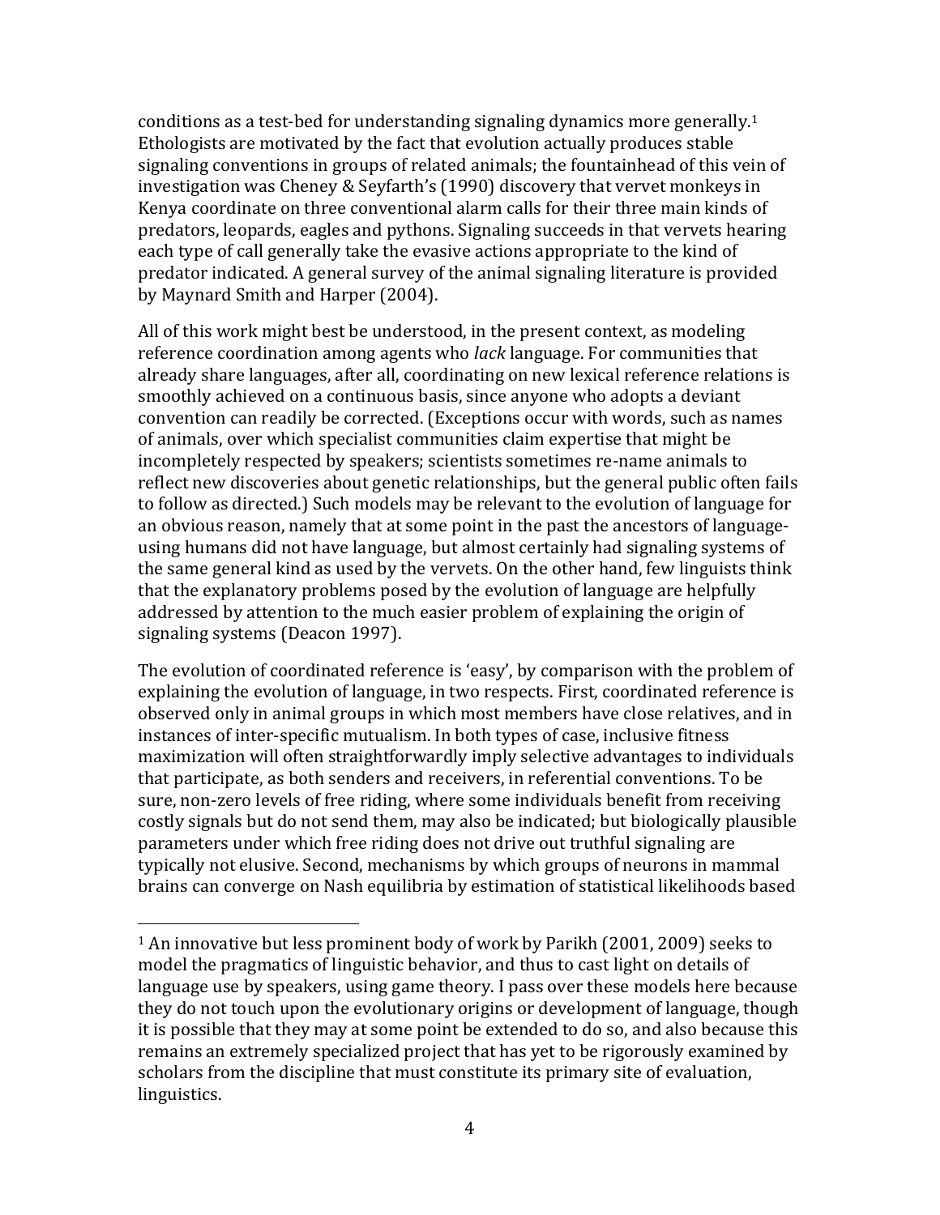conditions as a test-bed for understanding signaling dynamics more generally.[1] Ethologists are motivated by the fact that evolution actually produces stable signaling conventions in groups of related animals; the fountainhead of this vein of investigation was Cheney & Seyfarth's (1990) discovery that vervet monkeys in Kenya coordinate on three conventional alarm calls for their three main kinds of predators, leopards, eagles and pythons. Signaling succeeds in that vervets hearing each type of call generally take the evasive actions appropriate to the kind of predator indicated. A general survey of the animal signaling literature is provided by Maynard Smith and Harper (2004).

All of this work might best be understood, in the present context, as modeling reference coordination among agents who *lack* language. For communities that already share languages, after all, coordinating on new lexical reference relations is smoothly achieved on a continuous basis, since anyone who adopts a deviant convention can readily be corrected. (Exceptions occur with words, such as names of animals, over which specialist communities claim expertise that might be incompletely respected by speakers; scientists sometimes re-name animals to reflect new discoveries about genetic relationships, but the general public often fails to follow as directed.) Such models may be relevant to the evolution of language for an obvious reason, namely that at some point in the past the ancestors of language-using humans did not have language, but almost certainly had signaling systems of the same general kind as used by the vervets. On the other hand, few linguists think that the explanatory problems posed by the evolution of language are helpfully addressed by attention to the much easier problem of explaining the origin of signaling systems (Deacon 1997).

The evolution of coordinated reference is 'easy', by comparison with the problem of explaining the evolution of language, in two respects. First, coordinated reference is observed only in animal groups in which most members have close relatives, and in instances of inter-specific mutualism. In both types of case, inclusive fitness maximization will often straightforwardly imply selective advantages to individuals that participate, as both senders and receivers, in referential conventions. To be sure, non-zero levels of free riding, where some individuals benefit from receiving costly signals but do not send them, may also be indicated; but biologically plausible parameters under which free riding does not drive out truthful signaling are typically not elusive. Second, mechanisms by which groups of neurons in mammal brains can converge on Nash equilibria by estimation of statistical likelihoods based

[1] An innovative but less prominent body of work by Parikh (2001, 2009) seeks to model the pragmatics of linguistic behavior, and thus to cast light on details of language use by speakers, using game theory. I pass over these models here because they do not touch upon the evolutionary origins or development of language, though it is possible that they may at some point be extended to do so, and also because this remains an extremely specialized project that has yet to be rigorously examined by scholars from the discipline that must constitute its primary site of evaluation, linguistics.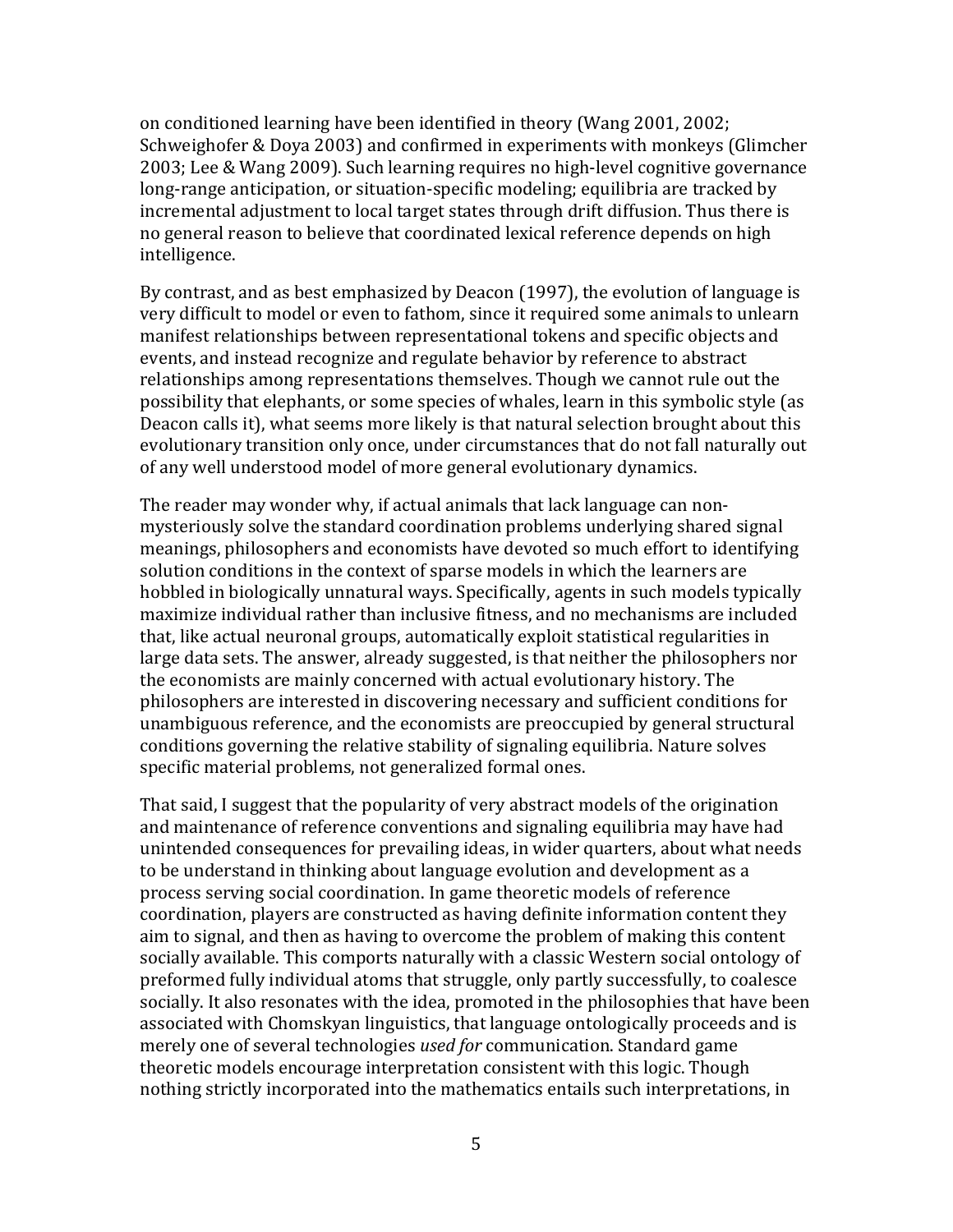on conditioned learning have been identified in theory (Wang 2001, 2002; Schweighofer & Doya 2003) and confirmed in experiments with monkeys (Glimcher 2003; Lee & Wang 2009). Such learning requires no high-level cognitive governance long-range anticipation, or situation-specific modeling; equilibria are tracked by incremental adjustment to local target states through drift diffusion. Thus there is no general reason to believe that coordinated lexical reference depends on high intelligence.

By contrast, and as best emphasized by Deacon (1997), the evolution of language is very difficult to model or even to fathom, since it required some animals to unlearn manifest relationships between representational tokens and specific objects and events, and instead recognize and regulate behavior by reference to abstract relationships among representations themselves. Though we cannot rule out the possibility that elephants, or some species of whales, learn in this symbolic style (as Deacon calls it), what seems more likely is that natural selection brought about this evolutionary transition only once, under circumstances that do not fall naturally out of any well understood model of more general evolutionary dynamics.

The reader may wonder why, if actual animals that lack language can non-mysteriously solve the standard coordination problems underlying shared signal meanings, philosophers and economists have devoted so much effort to identifying solution conditions in the context of sparse models in which the learners are hobbled in biologically unnatural ways. Specifically, agents in such models typically maximize individual rather than inclusive fitness, and no mechanisms are included that, like actual neuronal groups, automatically exploit statistical regularities in large data sets. The answer, already suggested, is that neither the philosophers nor the economists are mainly concerned with actual evolutionary history. The philosophers are interested in discovering necessary and sufficient conditions for unambiguous reference, and the economists are preoccupied by general structural conditions governing the relative stability of signaling equilibria. Nature solves specific material problems, not generalized formal ones.

That said, I suggest that the popularity of very abstract models of the origination and maintenance of reference conventions and signaling equilibria may have had unintended consequences for prevailing ideas, in wider quarters, about what needs to be understand in thinking about language evolution and development as a process serving social coordination. In game theoretic models of reference coordination, players are constructed as having definite information content they aim to signal, and then as having to overcome the problem of making this content socially available. This comports naturally with a classic Western social ontology of preformed fully individual atoms that struggle, only partly successfully, to coalesce socially. It also resonates with the idea, promoted in the philosophies that have been associated with Chomskyan linguistics, that language ontologically proceeds and is merely one of several technologies *used for* communication. Standard game theoretic models encourage interpretation consistent with this logic. Though nothing strictly incorporated into the mathematics entails such interpretations, in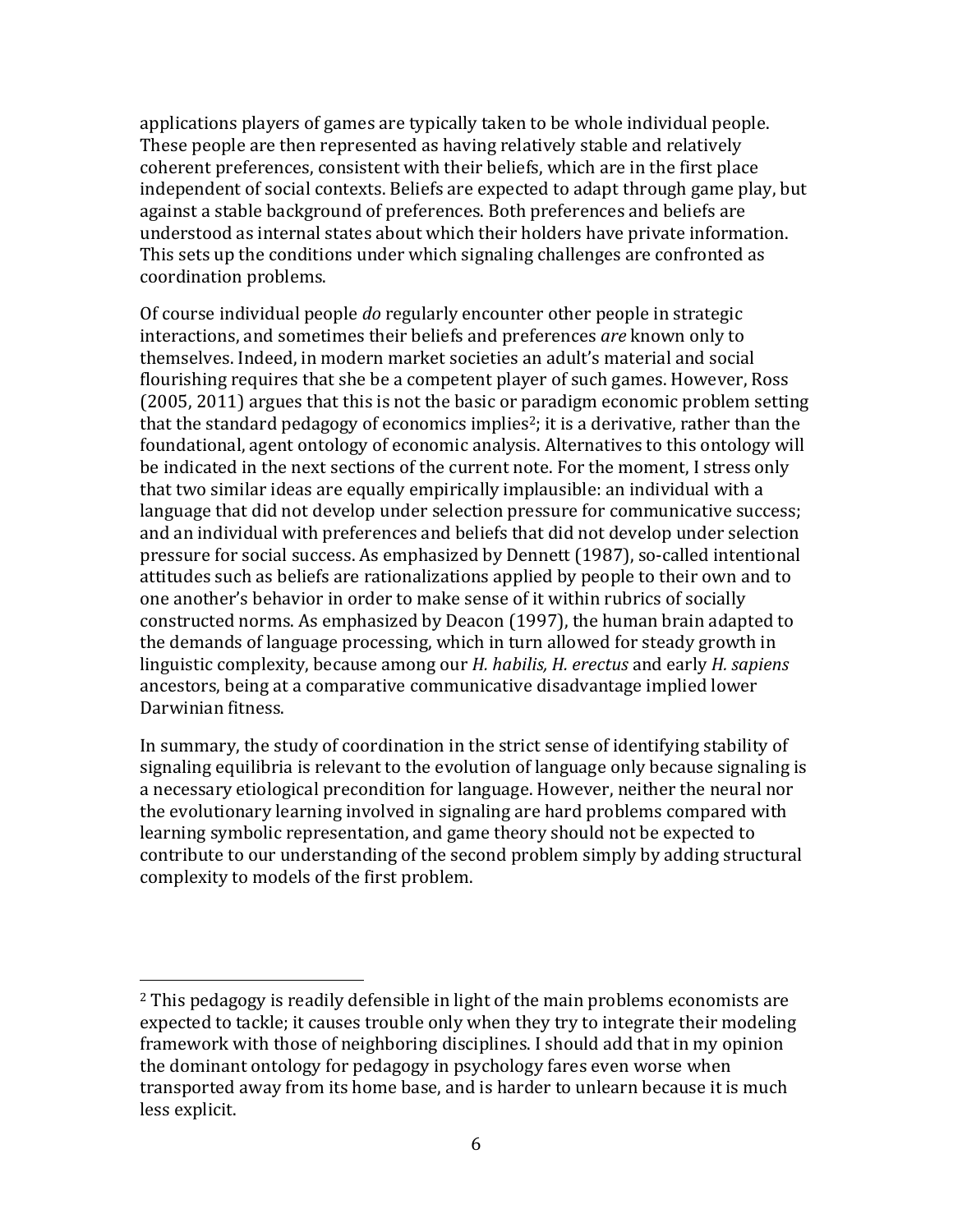applications players of games are typically taken to be whole individual people. These people are then represented as having relatively stable and relatively coherent preferences, consistent with their beliefs, which are in the first place independent of social contexts. Beliefs are expected to adapt through game play, but against a stable background of preferences. Both preferences and beliefs are understood as internal states about which their holders have private information. This sets up the conditions under which signaling challenges are confronted as coordination problems.

Of course individual people *do* regularly encounter other people in strategic interactions, and sometimes their beliefs and preferences *are* known only to themselves. Indeed, in modern market societies an adult's material and social flourishing requires that she be a competent player of such games. However, Ross (2005, 2011) argues that this is not the basic or paradigm economic problem setting that the standard pedagogy of economics implies[2]; it is a derivative, rather than the foundational, agent ontology of economic analysis. Alternatives to this ontology will be indicated in the next sections of the current note. For the moment, I stress only that two similar ideas are equally empirically implausible: an individual with a language that did not develop under selection pressure for communicative success; and an individual with preferences and beliefs that did not develop under selection pressure for social success. As emphasized by Dennett (1987), so-called intentional attitudes such as beliefs are rationalizations applied by people to their own and to one another's behavior in order to make sense of it within rubrics of socially constructed norms. As emphasized by Deacon (1997), the human brain adapted to the demands of language processing, which in turn allowed for steady growth in linguistic complexity, because among our *H. habilis, H. erectus* and early *H. sapiens* ancestors, being at a comparative communicative disadvantage implied lower Darwinian fitness.

In summary, the study of coordination in the strict sense of identifying stability of signaling equilibria is relevant to the evolution of language only because signaling is a necessary etiological precondition for language. However, neither the neural nor the evolutionary learning involved in signaling are hard problems compared with learning symbolic representation, and game theory should not be expected to contribute to our understanding of the second problem simply by adding structural complexity to models of the first problem.

---

[2] This pedagogy is readily defensible in light of the main problems economists are expected to tackle; it causes trouble only when they try to integrate their modeling framework with those of neighboring disciplines. I should add that in my opinion the dominant ontology for pedagogy in psychology fares even worse when transported away from its home base, and is harder to unlearn because it is much less explicit.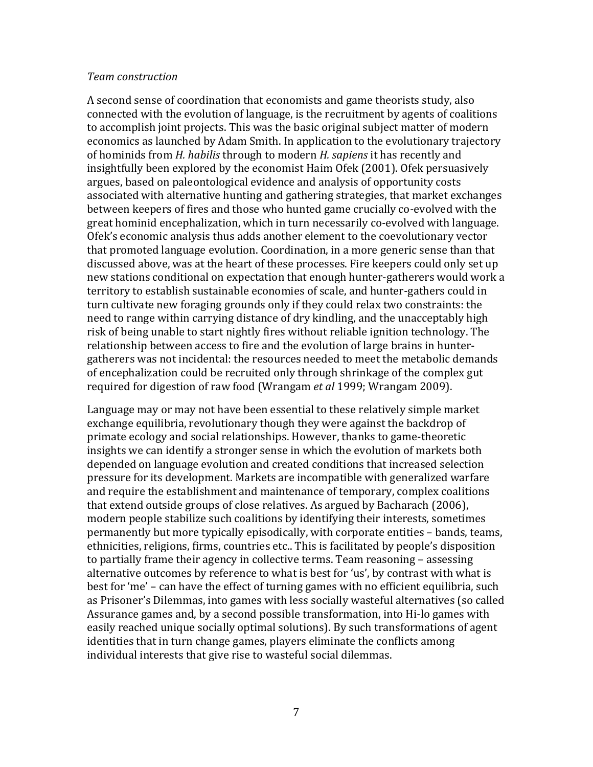*Team construction*

A second sense of coordination that economists and game theorists study, also connected with the evolution of language, is the recruitment by agents of coalitions to accomplish joint projects. This was the basic original subject matter of modern economics as launched by Adam Smith. In application to the evolutionary trajectory of hominids from *H. habilis* through to modern *H. sapiens* it has recently and insightfully been explored by the economist Haim Ofek (2001). Ofek persuasively argues, based on paleontological evidence and analysis of opportunity costs associated with alternative hunting and gathering strategies, that market exchanges between keepers of fires and those who hunted game crucially co-evolved with the great hominid encephalization, which in turn necessarily co-evolved with language. Ofek's economic analysis thus adds another element to the coevolutionary vector that promoted language evolution. Coordination, in a more generic sense than that discussed above, was at the heart of these processes. Fire keepers could only set up new stations conditional on expectation that enough hunter-gatherers would work a territory to establish sustainable economies of scale, and hunter-gathers could in turn cultivate new foraging grounds only if they could relax two constraints: the need to range within carrying distance of dry kindling, and the unacceptably high risk of being unable to start nightly fires without reliable ignition technology. The relationship between access to fire and the evolution of large brains in hunter-gatherers was not incidental: the resources needed to meet the metabolic demands of encephalization could be recruited only through shrinkage of the complex gut required for digestion of raw food (Wrangam *et al* 1999; Wrangam 2009).

Language may or may not have been essential to these relatively simple market exchange equilibria, revolutionary though they were against the backdrop of primate ecology and social relationships. However, thanks to game-theoretic insights we can identify a stronger sense in which the evolution of markets both depended on language evolution and created conditions that increased selection pressure for its development. Markets are incompatible with generalized warfare and require the establishment and maintenance of temporary, complex coalitions that extend outside groups of close relatives. As argued by Bacharach (2006), modern people stabilize such coalitions by identifying their interests, sometimes permanently but more typically episodically, with corporate entities – bands, teams, ethnicities, religions, firms, countries etc.. This is facilitated by people's disposition to partially frame their agency in collective terms. Team reasoning – assessing alternative outcomes by reference to what is best for 'us', by contrast with what is best for 'me' – can have the effect of turning games with no efficient equilibria, such as Prisoner's Dilemmas, into games with less socially wasteful alternatives (so called Assurance games and, by a second possible transformation, into Hi-lo games with easily reached unique socially optimal solutions). By such transformations of agent identities that in turn change games, players eliminate the conflicts among individual interests that give rise to wasteful social dilemmas.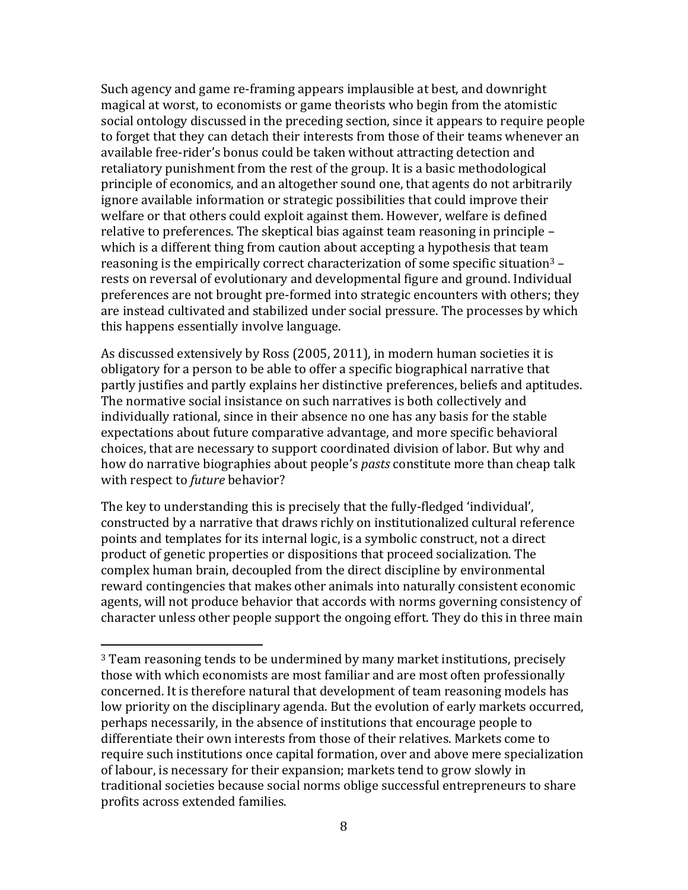Such agency and game re-framing appears implausible at best, and downright magical at worst, to economists or game theorists who begin from the atomistic social ontology discussed in the preceding section, since it appears to require people to forget that they can detach their interests from those of their teams whenever an available free-rider's bonus could be taken without attracting detection and retaliatory punishment from the rest of the group. It is a basic methodological principle of economics, and an altogether sound one, that agents do not arbitrarily ignore available information or strategic possibilities that could improve their welfare or that others could exploit against them. However, welfare is defined relative to preferences. The skeptical bias against team reasoning in principle – which is a different thing from caution about accepting a hypothesis that team reasoning is the empirically correct characterization of some specific situation[3] – rests on reversal of evolutionary and developmental figure and ground. Individual preferences are not brought pre-formed into strategic encounters with others; they are instead cultivated and stabilized under social pressure. The processes by which this happens essentially involve language.

As discussed extensively by Ross (2005, 2011), in modern human societies it is obligatory for a person to be able to offer a specific biographical narrative that partly justifies and partly explains her distinctive preferences, beliefs and aptitudes. The normative social insistance on such narratives is both collectively and individually rational, since in their absence no one has any basis for the stable expectations about future comparative advantage, and more specific behavioral choices, that are necessary to support coordinated division of labor. But why and how do narrative biographies about people's *pasts* constitute more than cheap talk with respect to *future* behavior?

The key to understanding this is precisely that the fully-fledged 'individual', constructed by a narrative that draws richly on institutionalized cultural reference points and templates for its internal logic, is a symbolic construct, not a direct product of genetic properties or dispositions that proceed socialization. The complex human brain, decoupled from the direct discipline by environmental reward contingencies that makes other animals into naturally consistent economic agents, will not produce behavior that accords with norms governing consistency of character unless other people support the ongoing effort. They do this in three main

[3] Team reasoning tends to be undermined by many market institutions, precisely those with which economists are most familiar and are most often professionally concerned. It is therefore natural that development of team reasoning models has low priority on the disciplinary agenda. But the evolution of early markets occurred, perhaps necessarily, in the absence of institutions that encourage people to differentiate their own interests from those of their relatives. Markets come to require such institutions once capital formation, over and above mere specialization of labour, is necessary for their expansion; markets tend to grow slowly in traditional societies because social norms oblige successful entrepreneurs to share profits across extended families.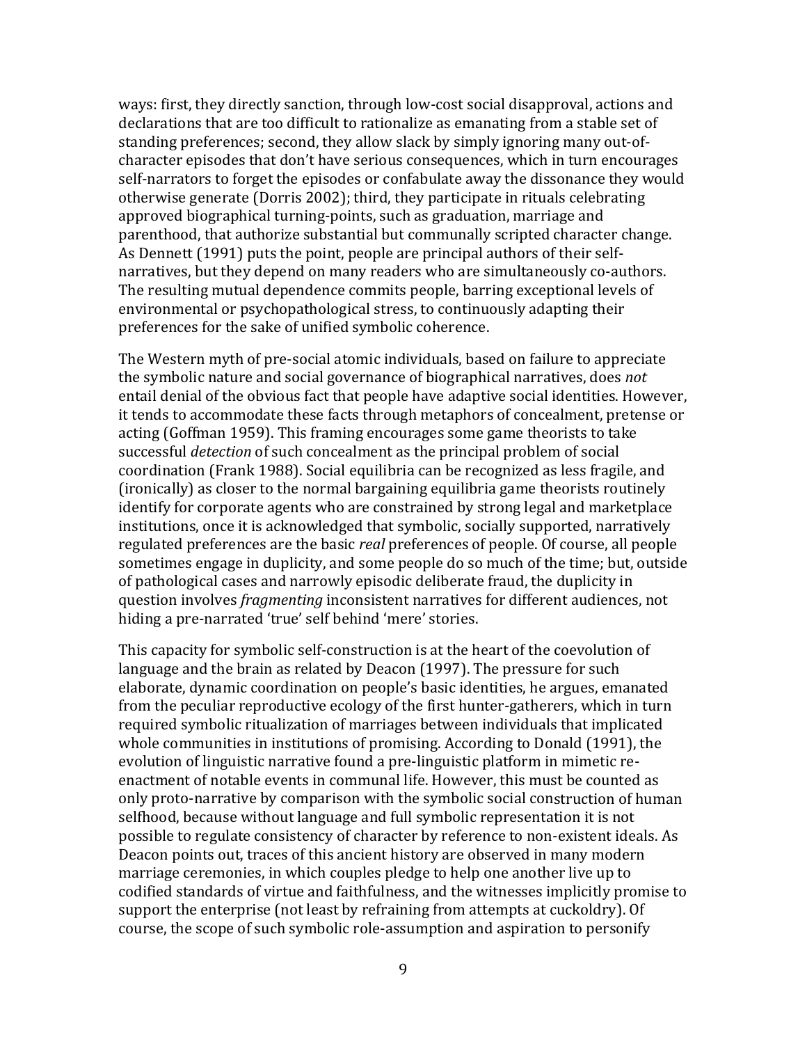ways: first, they directly sanction, through low-cost social disapproval, actions and declarations that are too difficult to rationalize as emanating from a stable set of standing preferences; second, they allow slack by simply ignoring many out-of-character episodes that don't have serious consequences, which in turn encourages self-narrators to forget the episodes or confabulate away the dissonance they would otherwise generate (Dorris 2002); third, they participate in rituals celebrating approved biographical turning-points, such as graduation, marriage and parenthood, that authorize substantial but communally scripted character change. As Dennett (1991) puts the point, people are principal authors of their self-narratives, but they depend on many readers who are simultaneously co-authors. The resulting mutual dependence commits people, barring exceptional levels of environmental or psychopathological stress, to continuously adapting their preferences for the sake of unified symbolic coherence.

The Western myth of pre-social atomic individuals, based on failure to appreciate the symbolic nature and social governance of biographical narratives, does *not* entail denial of the obvious fact that people have adaptive social identities. However, it tends to accommodate these facts through metaphors of concealment, pretense or acting (Goffman 1959). This framing encourages some game theorists to take successful *detection* of such concealment as the principal problem of social coordination (Frank 1988). Social equilibria can be recognized as less fragile, and (ironically) as closer to the normal bargaining equilibria game theorists routinely identify for corporate agents who are constrained by strong legal and marketplace institutions, once it is acknowledged that symbolic, socially supported, narratively regulated preferences are the basic *real* preferences of people. Of course, all people sometimes engage in duplicity, and some people do so much of the time; but, outside of pathological cases and narrowly episodic deliberate fraud, the duplicity in question involves *fragmenting* inconsistent narratives for different audiences, not hiding a pre-narrated 'true' self behind 'mere' stories.

This capacity for symbolic self-construction is at the heart of the coevolution of language and the brain as related by Deacon (1997). The pressure for such elaborate, dynamic coordination on people's basic identities, he argues, emanated from the peculiar reproductive ecology of the first hunter-gatherers, which in turn required symbolic ritualization of marriages between individuals that implicated whole communities in institutions of promising. According to Donald (1991), the evolution of linguistic narrative found a pre-linguistic platform in mimetic re-enactment of notable events in communal life. However, this must be counted as only proto-narrative by comparison with the symbolic social construction of human selfhood, because without language and full symbolic representation it is not possible to regulate consistency of character by reference to non-existent ideals. As Deacon points out, traces of this ancient history are observed in many modern marriage ceremonies, in which couples pledge to help one another live up to codified standards of virtue and faithfulness, and the witnesses implicitly promise to support the enterprise (not least by refraining from attempts at cuckoldry). Of course, the scope of such symbolic role-assumption and aspiration to personify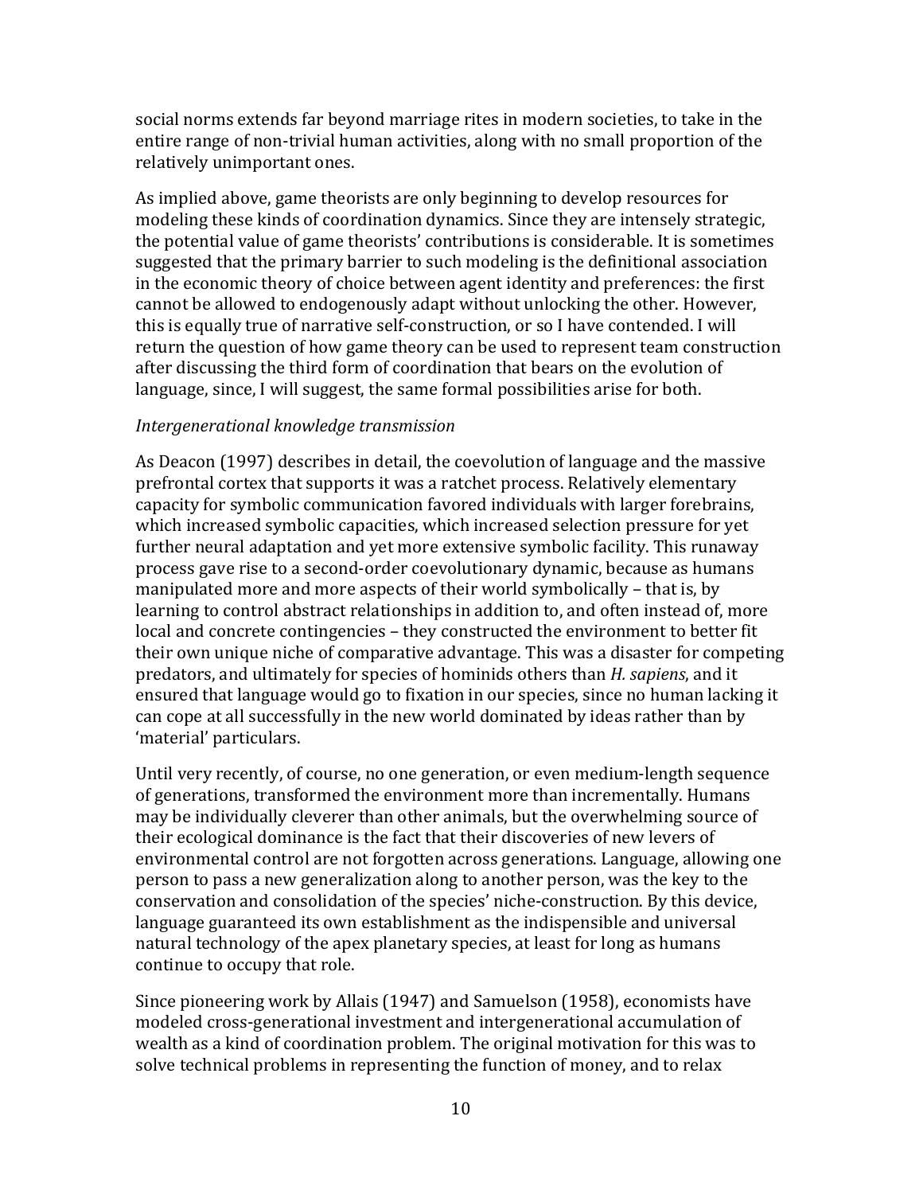social norms extends far beyond marriage rites in modern societies, to take in the entire range of non-trivial human activities, along with no small proportion of the relatively unimportant ones.

As implied above, game theorists are only beginning to develop resources for modeling these kinds of coordination dynamics. Since they are intensely strategic, the potential value of game theorists' contributions is considerable. It is sometimes suggested that the primary barrier to such modeling is the definitional association in the economic theory of choice between agent identity and preferences: the first cannot be allowed to endogenously adapt without unlocking the other. However, this is equally true of narrative self-construction, or so I have contended. I will return the question of how game theory can be used to represent team construction after discussing the third form of coordination that bears on the evolution of language, since, I will suggest, the same formal possibilities arise for both.

*Intergenerational knowledge transmission*

As Deacon (1997) describes in detail, the coevolution of language and the massive prefrontal cortex that supports it was a ratchet process. Relatively elementary capacity for symbolic communication favored individuals with larger forebrains, which increased symbolic capacities, which increased selection pressure for yet further neural adaptation and yet more extensive symbolic facility. This runaway process gave rise to a second-order coevolutionary dynamic, because as humans manipulated more and more aspects of their world symbolically – that is, by learning to control abstract relationships in addition to, and often instead of, more local and concrete contingencies – they constructed the environment to better fit their own unique niche of comparative advantage. This was a disaster for competing predators, and ultimately for species of hominids others than *H. sapiens*, and it ensured that language would go to fixation in our species, since no human lacking it can cope at all successfully in the new world dominated by ideas rather than by 'material' particulars.

Until very recently, of course, no one generation, or even medium-length sequence of generations, transformed the environment more than incrementally. Humans may be individually cleverer than other animals, but the overwhelming source of their ecological dominance is the fact that their discoveries of new levers of environmental control are not forgotten across generations. Language, allowing one person to pass a new generalization along to another person, was the key to the conservation and consolidation of the species' niche-construction. By this device, language guaranteed its own establishment as the indispensible and universal natural technology of the apex planetary species, at least for long as humans continue to occupy that role.

Since pioneering work by Allais (1947) and Samuelson (1958), economists have modeled cross-generational investment and intergenerational accumulation of wealth as a kind of coordination problem. The original motivation for this was to solve technical problems in representing the function of money, and to relax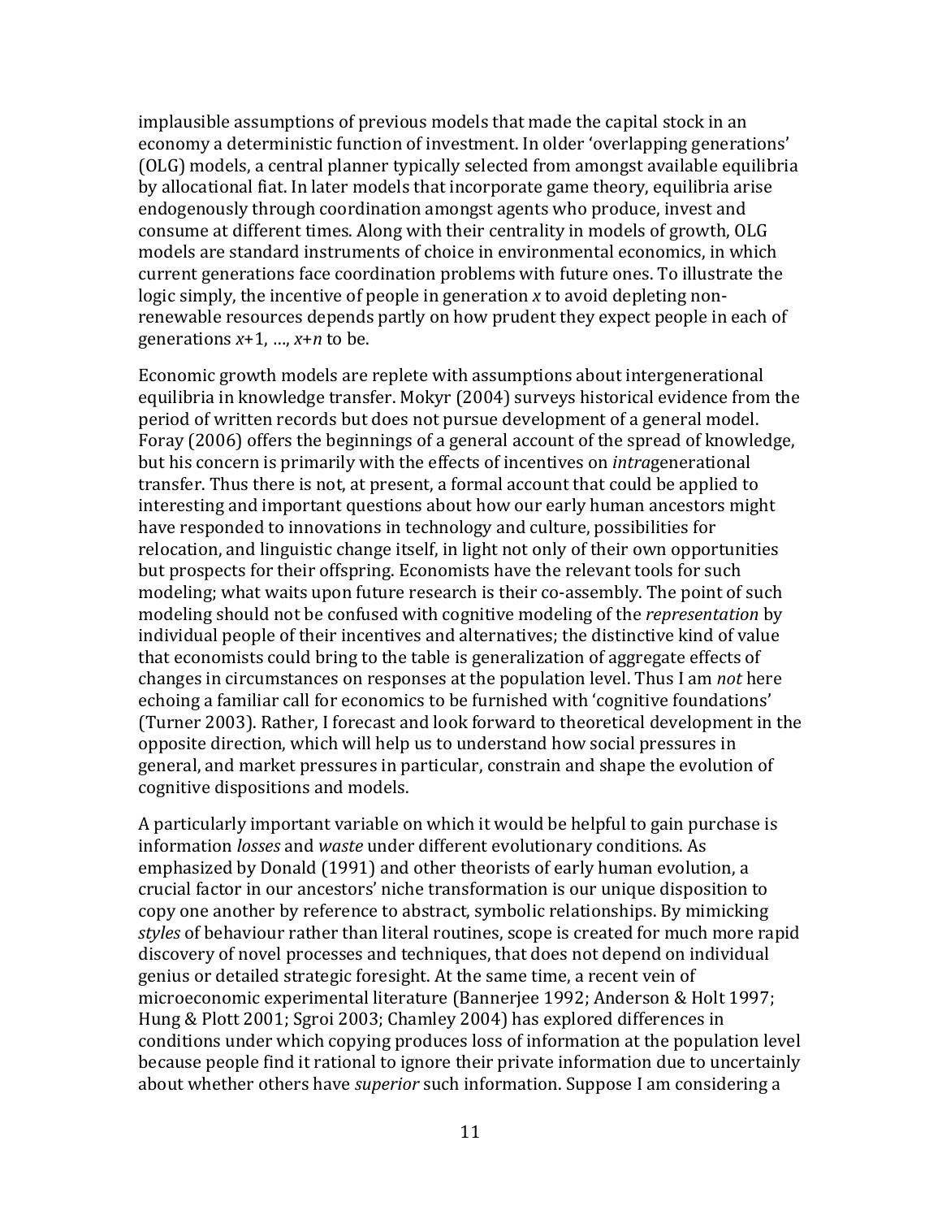implausible assumptions of previous models that made the capital stock in an economy a deterministic function of investment. In older 'overlapping generations' (OLG) models, a central planner typically selected from amongst available equilibria by allocational fiat. In later models that incorporate game theory, equilibria arise endogenously through coordination amongst agents who produce, invest and consume at different times. Along with their centrality in models of growth, OLG models are standard instruments of choice in environmental economics, in which current generations face coordination problems with future ones. To illustrate the logic simply, the incentive of people in generation $x$ to avoid depleting non-renewable resources depends partly on how prudent they expect people in each of generations $x+1$, …, $x+n$ to be.

Economic growth models are replete with assumptions about intergenerational equilibria in knowledge transfer. Mokyr (2004) surveys historical evidence from the period of written records but does not pursue development of a general model. Foray (2006) offers the beginnings of a general account of the spread of knowledge, but his concern is primarily with the effects of incentives on *intra*generational transfer. Thus there is not, at present, a formal account that could be applied to interesting and important questions about how our early human ancestors might have responded to innovations in technology and culture, possibilities for relocation, and linguistic change itself, in light not only of their own opportunities but prospects for their offspring. Economists have the relevant tools for such modeling; what waits upon future research is their co-assembly. The point of such modeling should not be confused with cognitive modeling of the *representation* by individual people of their incentives and alternatives; the distinctive kind of value that economists could bring to the table is generalization of aggregate effects of changes in circumstances on responses at the population level. Thus I am *not* here echoing a familiar call for economics to be furnished with 'cognitive foundations' (Turner 2003). Rather, I forecast and look forward to theoretical development in the opposite direction, which will help us to understand how social pressures in general, and market pressures in particular, constrain and shape the evolution of cognitive dispositions and models.

A particularly important variable on which it would be helpful to gain purchase is information *losses* and *waste* under different evolutionary conditions. As emphasized by Donald (1991) and other theorists of early human evolution, a crucial factor in our ancestors' niche transformation is our unique disposition to copy one another by reference to abstract, symbolic relationships. By mimicking *styles* of behaviour rather than literal routines, scope is created for much more rapid discovery of novel processes and techniques, that does not depend on individual genius or detailed strategic foresight. At the same time, a recent vein of microeconomic experimental literature (Bannerjee 1992; Anderson & Holt 1997; Hung & Plott 2001; Sgroi 2003; Chamley 2004) has explored differences in conditions under which copying produces loss of information at the population level because people find it rational to ignore their private information due to uncertainly about whether others have *superior* such information. Suppose I am considering a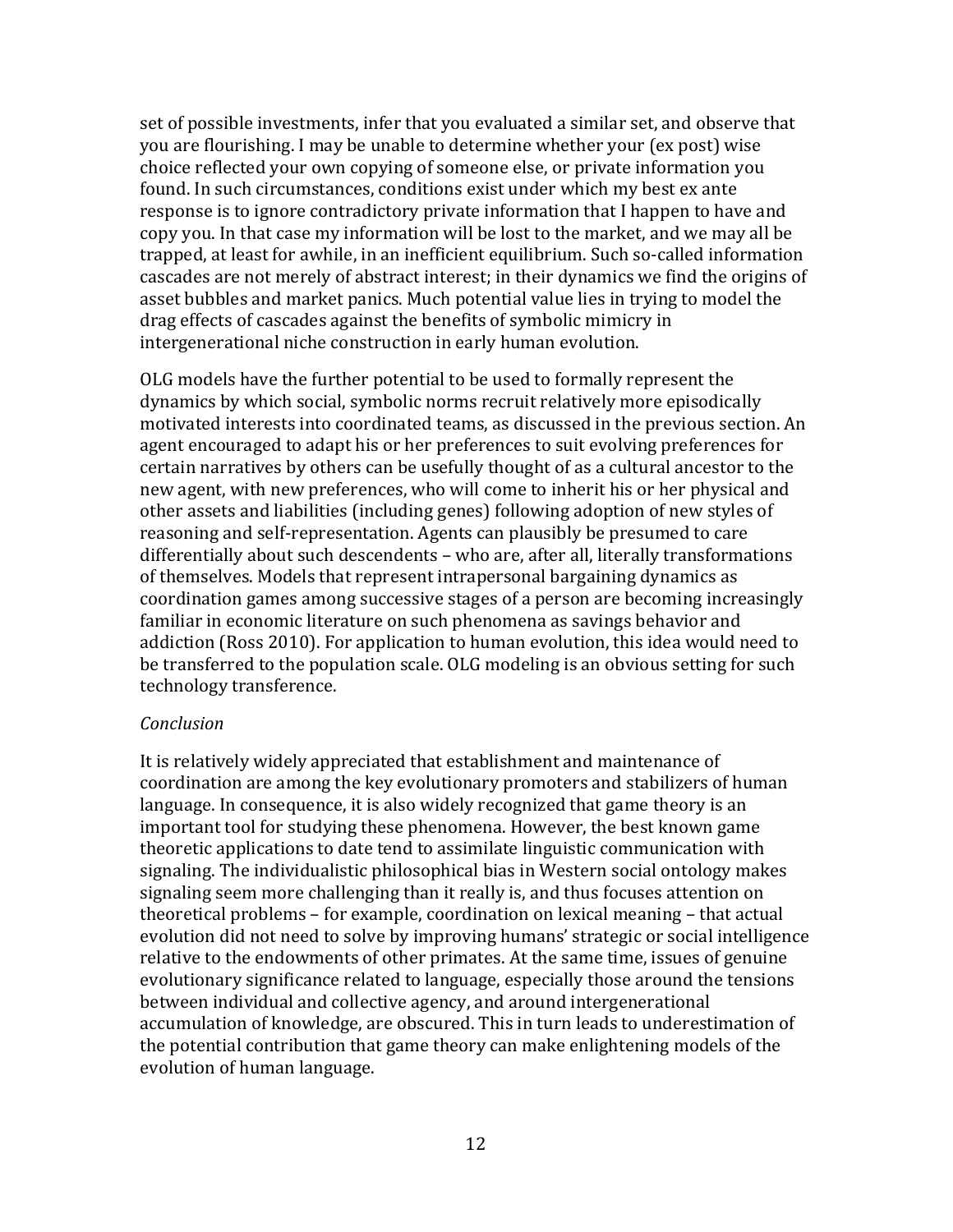set of possible investments, infer that you evaluated a similar set, and observe that you are flourishing. I may be unable to determine whether your (ex post) wise choice reflected your own copying of someone else, or private information you found. In such circumstances, conditions exist under which my best ex ante response is to ignore contradictory private information that I happen to have and copy you. In that case my information will be lost to the market, and we may all be trapped, at least for awhile, in an inefficient equilibrium. Such so-called information cascades are not merely of abstract interest; in their dynamics we find the origins of asset bubbles and market panics. Much potential value lies in trying to model the drag effects of cascades against the benefits of symbolic mimicry in intergenerational niche construction in early human evolution.

OLG models have the further potential to be used to formally represent the dynamics by which social, symbolic norms recruit relatively more episodically motivated interests into coordinated teams, as discussed in the previous section. An agent encouraged to adapt his or her preferences to suit evolving preferences for certain narratives by others can be usefully thought of as a cultural ancestor to the new agent, with new preferences, who will come to inherit his or her physical and other assets and liabilities (including genes) following adoption of new styles of reasoning and self-representation. Agents can plausibly be presumed to care differentially about such descendents – who are, after all, literally transformations of themselves. Models that represent intrapersonal bargaining dynamics as coordination games among successive stages of a person are becoming increasingly familiar in economic literature on such phenomena as savings behavior and addiction (Ross 2010). For application to human evolution, this idea would need to be transferred to the population scale. OLG modeling is an obvious setting for such technology transference.

*Conclusion*

It is relatively widely appreciated that establishment and maintenance of coordination are among the key evolutionary promoters and stabilizers of human language. In consequence, it is also widely recognized that game theory is an important tool for studying these phenomena. However, the best known game theoretic applications to date tend to assimilate linguistic communication with signaling. The individualistic philosophical bias in Western social ontology makes signaling seem more challenging than it really is, and thus focuses attention on theoretical problems – for example, coordination on lexical meaning – that actual evolution did not need to solve by improving humans' strategic or social intelligence relative to the endowments of other primates. At the same time, issues of genuine evolutionary significance related to language, especially those around the tensions between individual and collective agency, and around intergenerational accumulation of knowledge, are obscured. This in turn leads to underestimation of the potential contribution that game theory can make enlightening models of the evolution of human language.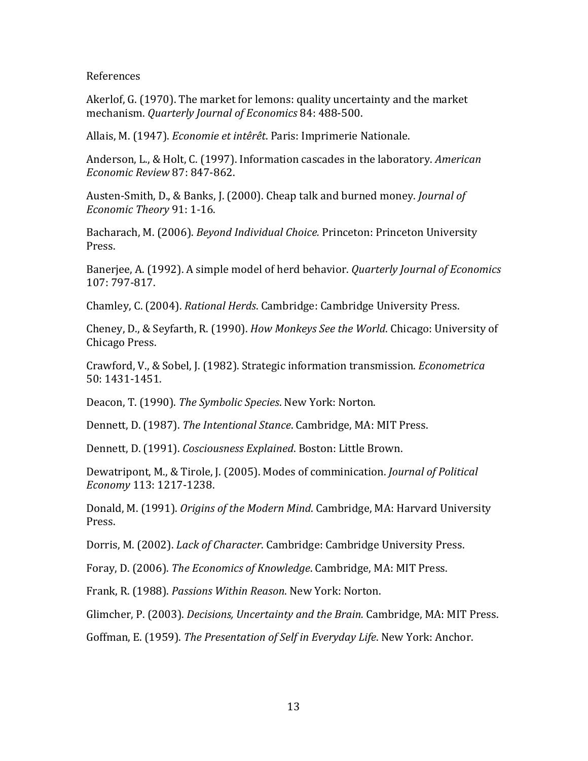References

Akerlof, G. (1970). The market for lemons: quality uncertainty and the market mechanism. *Quarterly Journal of Economics* 84: 488-500.

Allais, M. (1947). *Economie et intérêt*. Paris: Imprimerie Nationale.

Anderson, L., & Holt, C. (1997). Information cascades in the laboratory. *American Economic Review* 87: 847-862.

Austen-Smith, D., & Banks, J. (2000). Cheap talk and burned money. *Journal of Economic Theory* 91: 1-16.

Bacharach, M. (2006). *Beyond Individual Choice.* Princeton: Princeton University Press.

Banerjee, A. (1992). A simple model of herd behavior. *Quarterly Journal of Economics* 107: 797-817.

Chamley, C. (2004). *Rational Herds*. Cambridge: Cambridge University Press.

Cheney, D., & Seyfarth, R. (1990). *How Monkeys See the World*. Chicago: University of Chicago Press.

Crawford, V., & Sobel, J. (1982). Strategic information transmission. *Econometrica* 50: 1431-1451.

Deacon, T. (1990). *The Symbolic Species*. New York: Norton.

Dennett, D. (1987). *The Intentional Stance*. Cambridge, MA: MIT Press.

Dennett, D. (1991). *Cosciousness Explained*. Boston: Little Brown.

Dewatripont, M., & Tirole, J. (2005). Modes of comminication. *Journal of Political Economy* 113: 1217-1238.

Donald, M. (1991). *Origins of the Modern Mind*. Cambridge, MA: Harvard University Press.

Dorris, M. (2002). *Lack of Character*. Cambridge: Cambridge University Press.

Foray, D. (2006). *The Economics of Knowledge*. Cambridge, MA: MIT Press.

Frank, R. (1988). *Passions Within Reason*. New York: Norton.

Glimcher, P. (2003). *Decisions, Uncertainty and the Brain.* Cambridge, MA: MIT Press.

Goffman, E. (1959). *The Presentation of Self in Everyday Life*. New York: Anchor.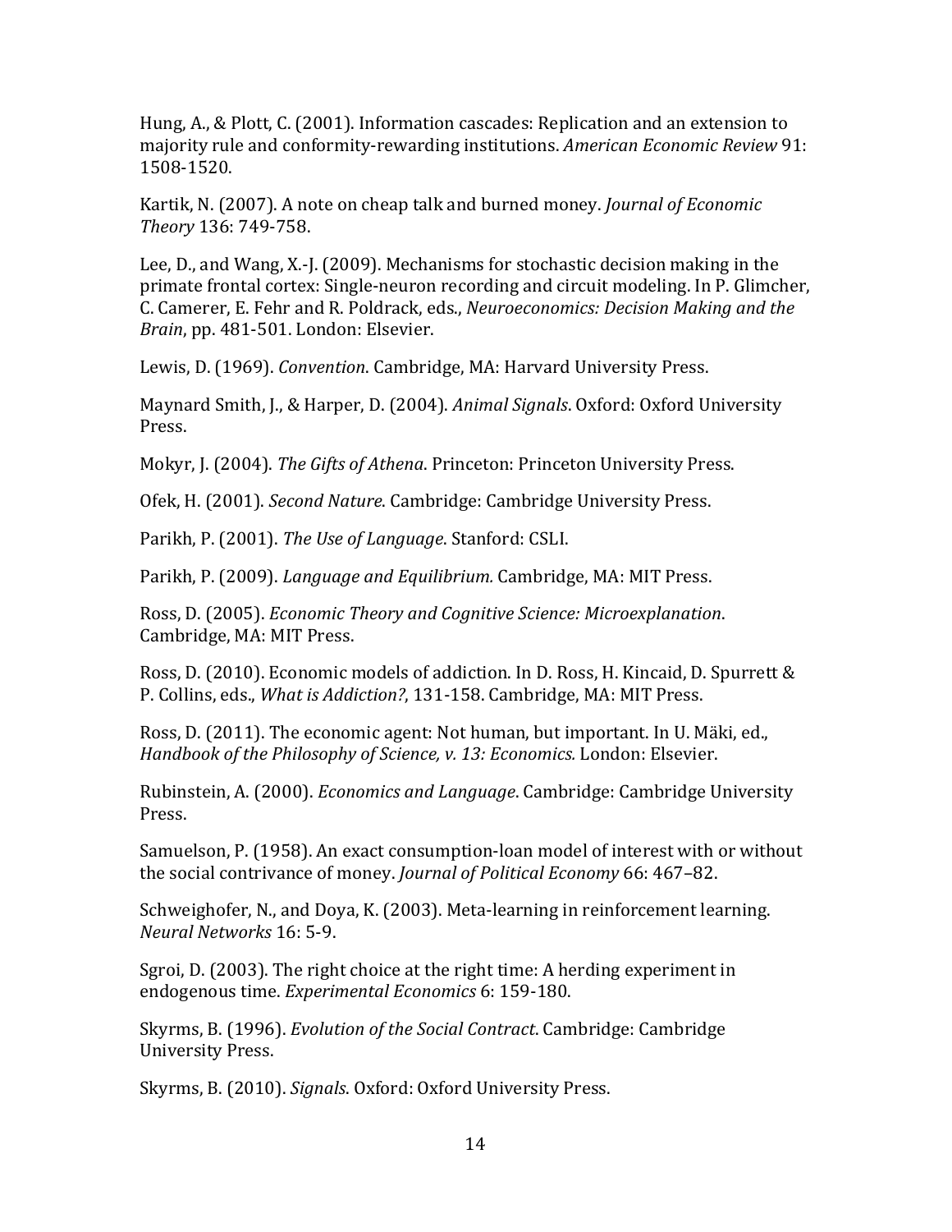Hung, A., & Plott, C. (2001). Information cascades: Replication and an extension to majority rule and conformity-rewarding institutions. *American Economic Review* 91: 1508-1520.

Kartik, N. (2007). A note on cheap talk and burned money. *Journal of Economic Theory* 136: 749-758.

Lee, D., and Wang, X.-J. (2009). Mechanisms for stochastic decision making in the primate frontal cortex: Single-neuron recording and circuit modeling. In P. Glimcher, C. Camerer, E. Fehr and R. Poldrack, eds., *Neuroeconomics: Decision Making and the Brain*, pp. 481-501. London: Elsevier.

Lewis, D. (1969). *Convention*. Cambridge, MA: Harvard University Press.

Maynard Smith, J., & Harper, D. (2004). *Animal Signals*. Oxford: Oxford University Press.

Mokyr, J. (2004). *The Gifts of Athena*. Princeton: Princeton University Press.

Ofek, H. (2001). *Second Nature*. Cambridge: Cambridge University Press.

Parikh, P. (2001). *The Use of Language*. Stanford: CSLI.

Parikh, P. (2009). *Language and Equilibrium.* Cambridge, MA: MIT Press.

Ross, D. (2005). *Economic Theory and Cognitive Science: Microexplanation*. Cambridge, MA: MIT Press.

Ross, D. (2010). Economic models of addiction. In D. Ross, H. Kincaid, D. Spurrett & P. Collins, eds., *What is Addiction?*, 131-158. Cambridge, MA: MIT Press.

Ross, D. (2011). The economic agent: Not human, but important. In U. Mäki, ed., *Handbook of the Philosophy of Science, v. 13: Economics.* London: Elsevier.

Rubinstein, A. (2000). *Economics and Language*. Cambridge: Cambridge University Press.

Samuelson, P. (1958). An exact consumption-loan model of interest with or without the social contrivance of money. *Journal of Political Economy* 66: 467–82.

Schweighofer, N., and Doya, K. (2003). Meta-learning in reinforcement learning. *Neural Networks* 16: 5-9.

Sgroi, D. (2003). The right choice at the right time: A herding experiment in endogenous time. *Experimental Economics* 6: 159-180.

Skyrms, B. (1996). *Evolution of the Social Contract*. Cambridge: Cambridge University Press.

Skyrms, B. (2010). *Signals*. Oxford: Oxford University Press.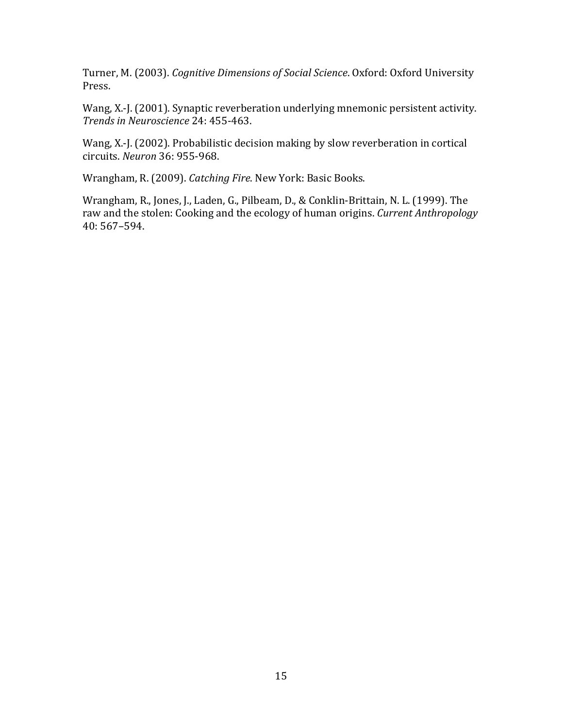Turner, M. (2003). *Cognitive Dimensions of Social Science*. Oxford: Oxford University Press.

Wang, X.-J. (2001). Synaptic reverberation underlying mnemonic persistent activity. *Trends in Neuroscience* 24: 455-463.

Wang, X.-J. (2002). Probabilistic decision making by slow reverberation in cortical circuits. *Neuron* 36: 955-968.

Wrangham, R. (2009). *Catching Fire*. New York: Basic Books.

Wrangham, R., Jones, J., Laden, G., Pilbeam, D., & Conklin-Brittain, N. L. (1999). The raw and the stolen: Cooking and the ecology of human origins. *Current Anthropology* 40: 567–594.